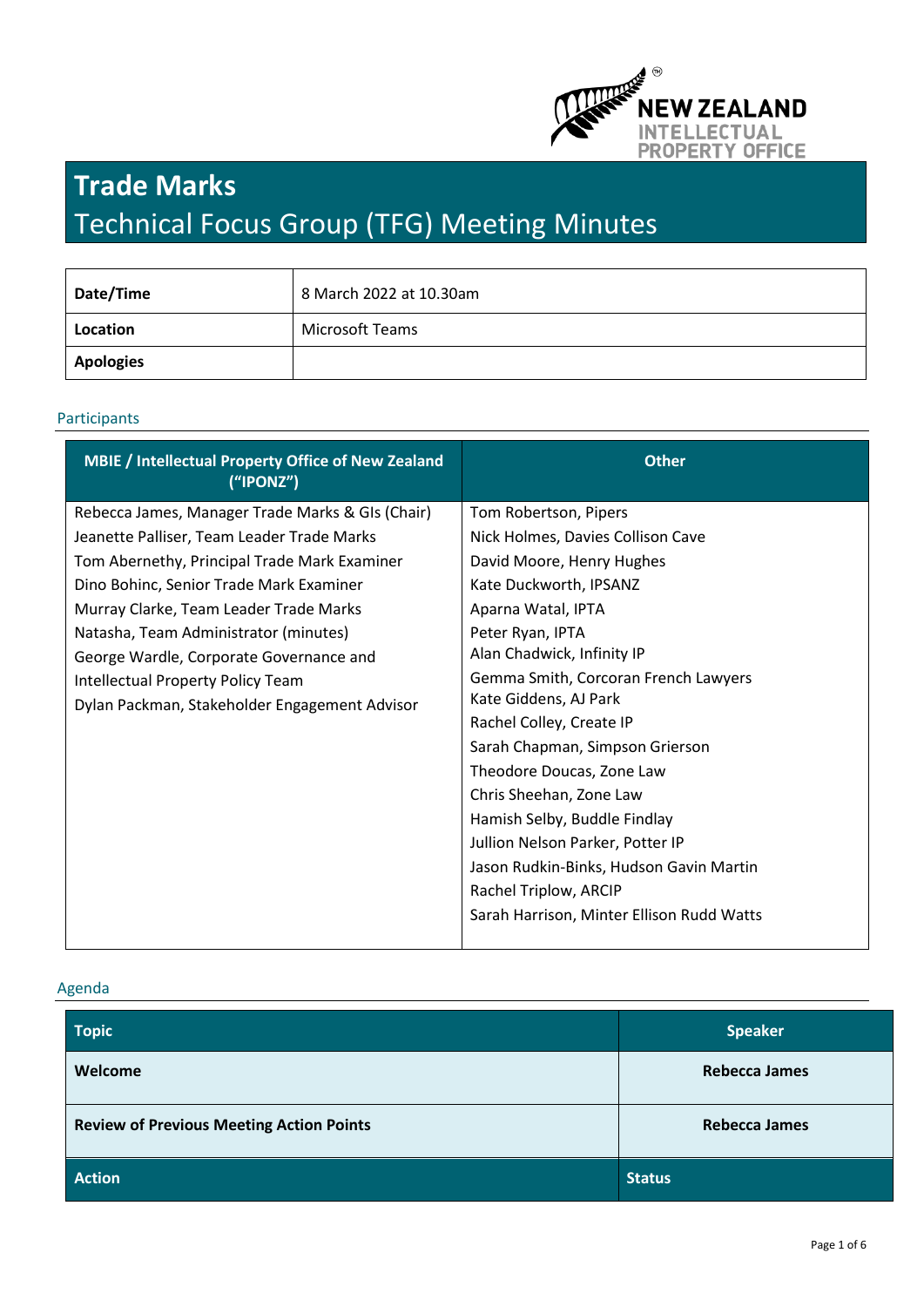# Trade Marks

## Technical Focus Group (TFG) Meeting Minutes

| | |
|---|---|
| **Date/Time** | 8 March 2022 at 10.30am |
| **Location** | Microsoft Teams |
| **Apologies** | |

### Participants

| MBIE / Intellectual Property Office of New Zealand ("IPONZ") | Other |
|---|---|
| Rebecca James, Manager Trade Marks & GIs (Chair) | Tom Robertson, Pipers |
| Jeanette Palliser, Team Leader Trade Marks | Nick Holmes, Davies Collison Cave |
| Tom Abernethy, Principal Trade Mark Examiner | David Moore, Henry Hughes |
| Dino Bohinc, Senior Trade Mark Examiner | Kate Duckworth, IPSANZ |
| Murray Clarke, Team Leader Trade Marks | Aparna Watal, IPTA |
| Natasha, Team Administrator (minutes) | Peter Ryan, IPTA |
| George Wardle, Corporate Governance and Intellectual Property Policy Team | Alan Chadwick, Infinity IP |
| Dylan Packman, Stakeholder Engagement Advisor | Gemma Smith, Corcoran French Lawyers |
| | Kate Giddens, AJ Park |
| | Rachel Colley, Create IP |
| | Sarah Chapman, Simpson Grierson |
| | Theodore Doucas, Zone Law |
| | Chris Sheehan, Zone Law |
| | Hamish Selby, Buddle Findlay |
| | Jullion Nelson Parker, Potter IP |
| | Jason Rudkin-Binks, Hudson Gavin Martin |
| | Rachel Triplow, ARCIP |
| | Sarah Harrison, Minter Ellison Rudd Watts |

### Agenda

| Topic | Speaker |
|---|---|
| **Welcome** | **Rebecca James** |
| **Review of Previous Meeting Action Points** | **Rebecca James** |
| **Action** | **Status** |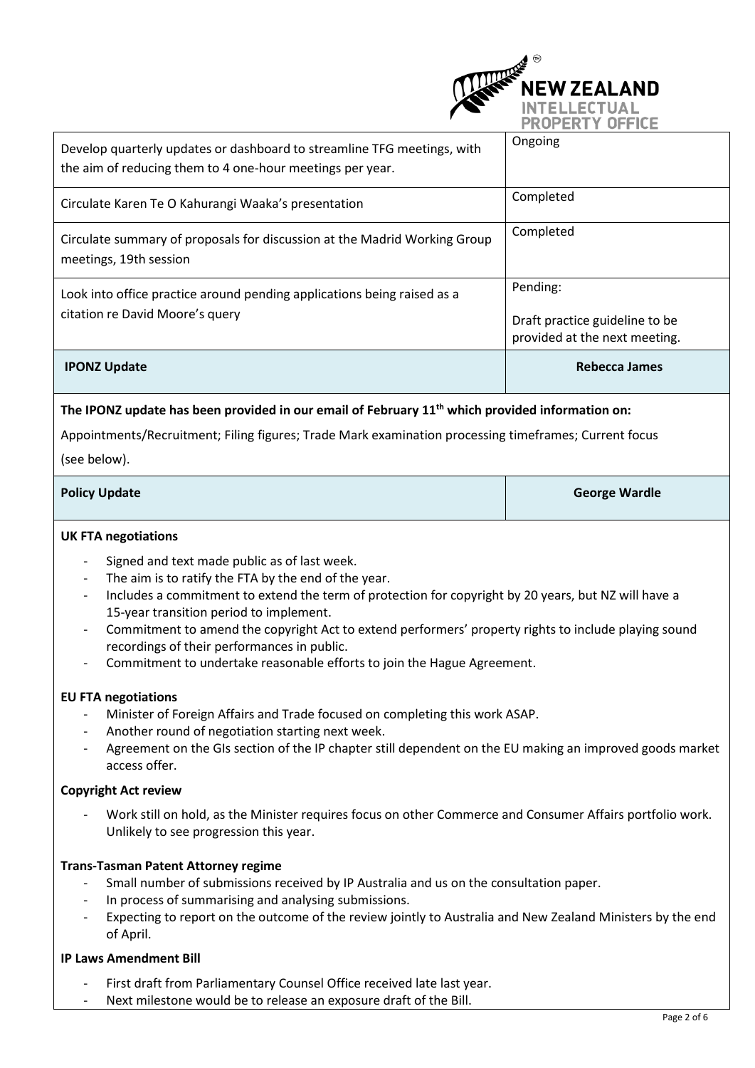| | |
|---|---|
| Develop quarterly updates or dashboard to streamline TFG meetings, with the aim of reducing them to 4 one-hour meetings per year. | Ongoing |
| Circulate Karen Te O Kahurangi Waaka's presentation | Completed |
| Circulate summary of proposals for discussion at the Madrid Working Group meetings, 19th session | Completed |
| Look into office practice around pending applications being raised as a citation re David Moore's query | Pending:<br><br>Draft practice guideline to be provided at the next meeting. |
| **IPONZ Update** | **Rebecca James** |

**The IPONZ update has been provided in our email of February 11th which provided information on:**

Appointments/Recruitment; Filing figures; Trade Mark examination processing timeframes; Current focus (see below).

| | |
|---|---|
| **Policy Update** | **George Wardle** |

**UK FTA negotiations**

- Signed and text made public as of last week.
- The aim is to ratify the FTA by the end of the year.
- Includes a commitment to extend the term of protection for copyright by 20 years, but NZ will have a 15-year transition period to implement.
- Commitment to amend the copyright Act to extend performers' property rights to include playing sound recordings of their performances in public.
- Commitment to undertake reasonable efforts to join the Hague Agreement.

**EU FTA negotiations**

- Minister of Foreign Affairs and Trade focused on completing this work ASAP.
- Another round of negotiation starting next week.
- Agreement on the GIs section of the IP chapter still dependent on the EU making an improved goods market access offer.

**Copyright Act review**

- Work still on hold, as the Minister requires focus on other Commerce and Consumer Affairs portfolio work. Unlikely to see progression this year.

**Trans-Tasman Patent Attorney regime**

- Small number of submissions received by IP Australia and us on the consultation paper.
- In process of summarising and analysing submissions.
- Expecting to report on the outcome of the review jointly to Australia and New Zealand Ministers by the end of April.

**IP Laws Amendment Bill**

- First draft from Parliamentary Counsel Office received late last year.
- Next milestone would be to release an exposure draft of the Bill.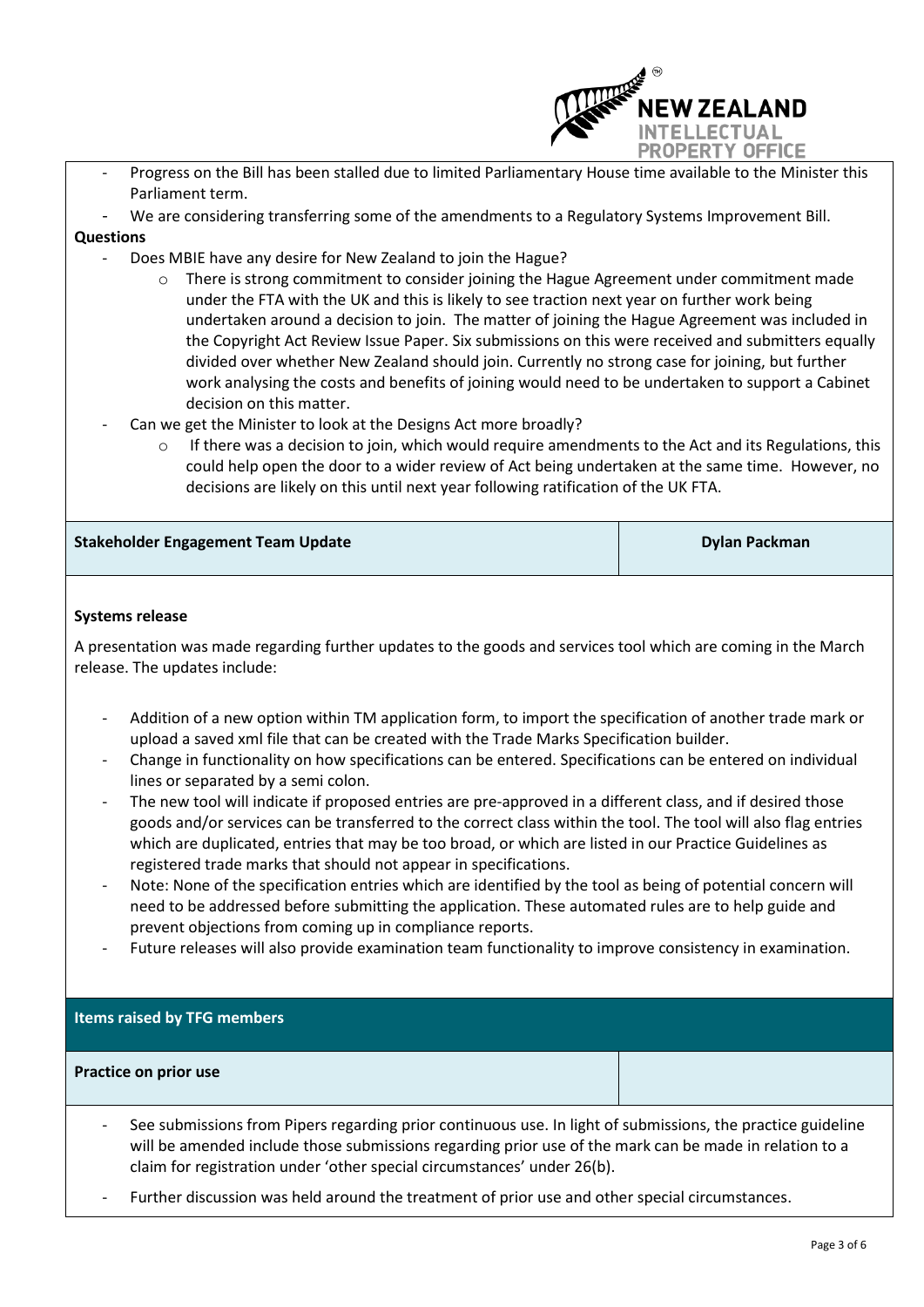- Progress on the Bill has been stalled due to limited Parliamentary House time available to the Minister this Parliament term.
- We are considering transferring some of the amendments to a Regulatory Systems Improvement Bill.

**Questions**

- Does MBIE have any desire for New Zealand to join the Hague?
  - There is strong commitment to consider joining the Hague Agreement under commitment made under the FTA with the UK and this is likely to see traction next year on further work being undertaken around a decision to join. The matter of joining the Hague Agreement was included in the Copyright Act Review Issue Paper. Six submissions on this were received and submitters equally divided over whether New Zealand should join. Currently no strong case for joining, but further work analysing the costs and benefits of joining would need to be undertaken to support a Cabinet decision on this matter.
- Can we get the Minister to look at the Designs Act more broadly?
  - If there was a decision to join, which would require amendments to the Act and its Regulations, this could help open the door to a wider review of Act being undertaken at the same time. However, no decisions are likely on this until next year following ratification of the UK FTA.

| **Stakeholder Engagement Team Update** | **Dylan Packman** |
|---|---|

**Systems release**

A presentation was made regarding further updates to the goods and services tool which are coming in the March release. The updates include:

- Addition of a new option within TM application form, to import the specification of another trade mark or upload a saved xml file that can be created with the Trade Marks Specification builder.
- Change in functionality on how specifications can be entered. Specifications can be entered on individual lines or separated by a semi colon.
- The new tool will indicate if proposed entries are pre-approved in a different class, and if desired those goods and/or services can be transferred to the correct class within the tool. The tool will also flag entries which are duplicated, entries that may be too broad, or which are listed in our Practice Guidelines as registered trade marks that should not appear in specifications.
- Note: None of the specification entries which are identified by the tool as being of potential concern will need to be addressed before submitting the application. These automated rules are to help guide and prevent objections from coming up in compliance reports.
- Future releases will also provide examination team functionality to improve consistency in examination.

## Items raised by TFG members

| **Practice on prior use** | |
|---|---|

- See submissions from Pipers regarding prior continuous use. In light of submissions, the practice guideline will be amended include those submissions regarding prior use of the mark can be made in relation to a claim for registration under 'other special circumstances' under 26(b).
- Further discussion was held around the treatment of prior use and other special circumstances.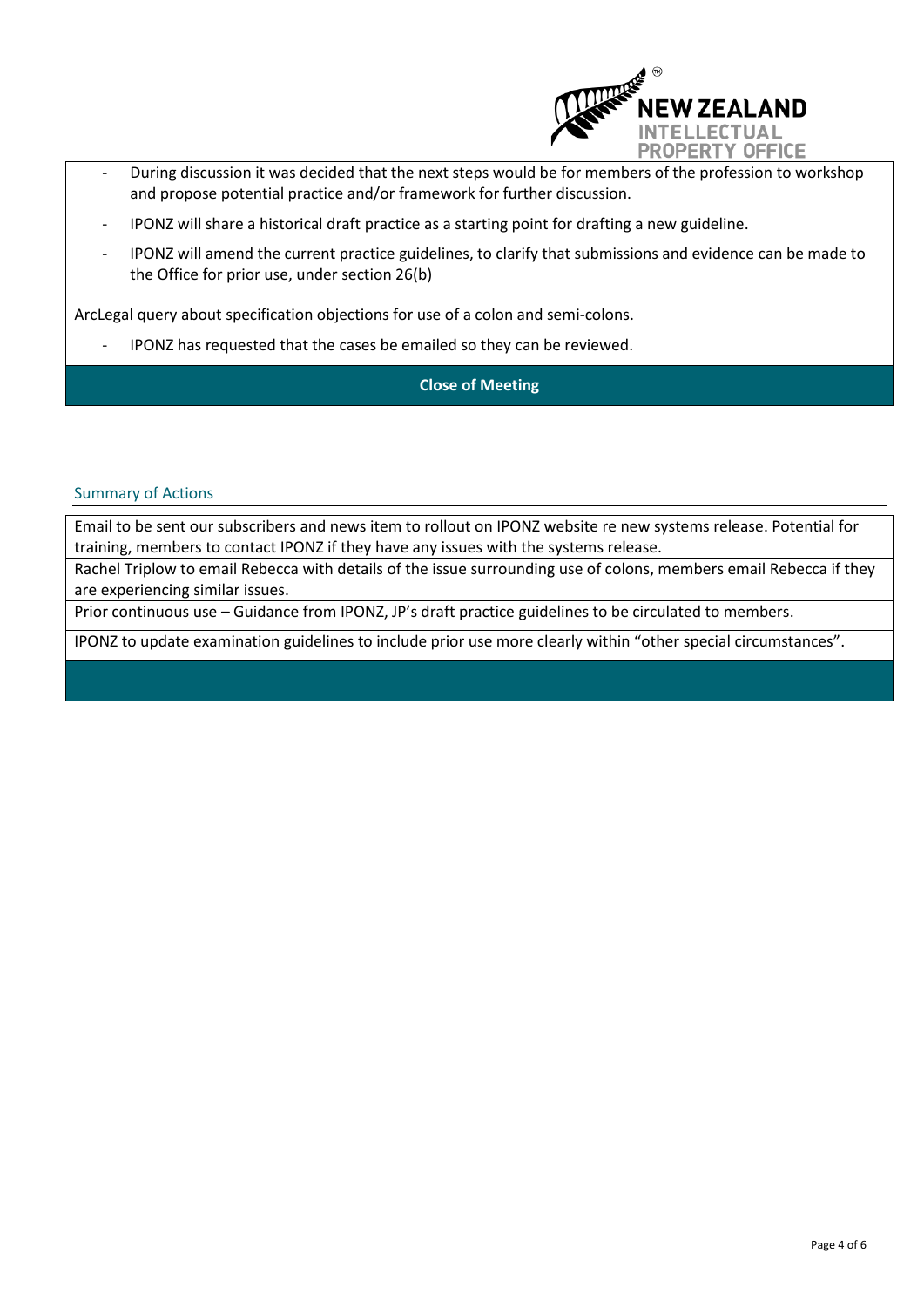- During discussion it was decided that the next steps would be for members of the profession to workshop and propose potential practice and/or framework for further discussion.
- IPONZ will share a historical draft practice as a starting point for drafting a new guideline.
- IPONZ will amend the current practice guidelines, to clarify that submissions and evidence can be made to the Office for prior use, under section 26(b)

ArcLegal query about specification objections for use of a colon and semi-colons.

- IPONZ has requested that the cases be emailed so they can be reviewed.

**Close of Meeting**

## Summary of Actions

| |
|---|
| Email to be sent our subscribers and news item to rollout on IPONZ website re new systems release. Potential for training, members to contact IPONZ if they have any issues with the systems release. |
| Rachel Triplow to email Rebecca with details of the issue surrounding use of colons, members email Rebecca if they are experiencing similar issues. |
| Prior continuous use – Guidance from IPONZ, JP's draft practice guidelines to be circulated to members. |
| IPONZ to update examination guidelines to include prior use more clearly within "other special circumstances". |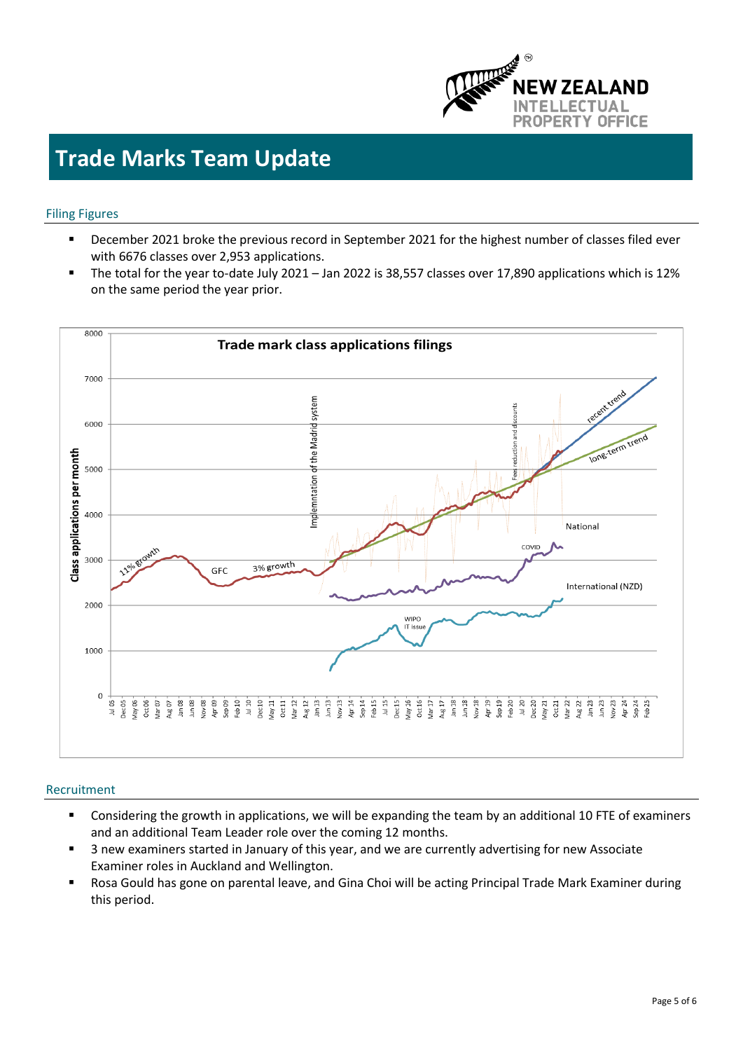# Trade Marks Team Update

## Filing Figures

- December 2021 broke the previous record in September 2021 for the highest number of classes filed ever with 6676 classes over 2,953 applications.
- The total for the year to-date July 2021 – Jan 2022 is 38,557 classes over 17,890 applications which is 12% on the same period the year prior.

## Recruitment

- Considering the growth in applications, we will be expanding the team by an additional 10 FTE of examiners and an additional Team Leader role over the coming 12 months.
- 3 new examiners started in January of this year, and we are currently advertising for new Associate Examiner roles in Auckland and Wellington.
- Rosa Gould has gone on parental leave, and Gina Choi will be acting Principal Trade Mark Examiner during this period.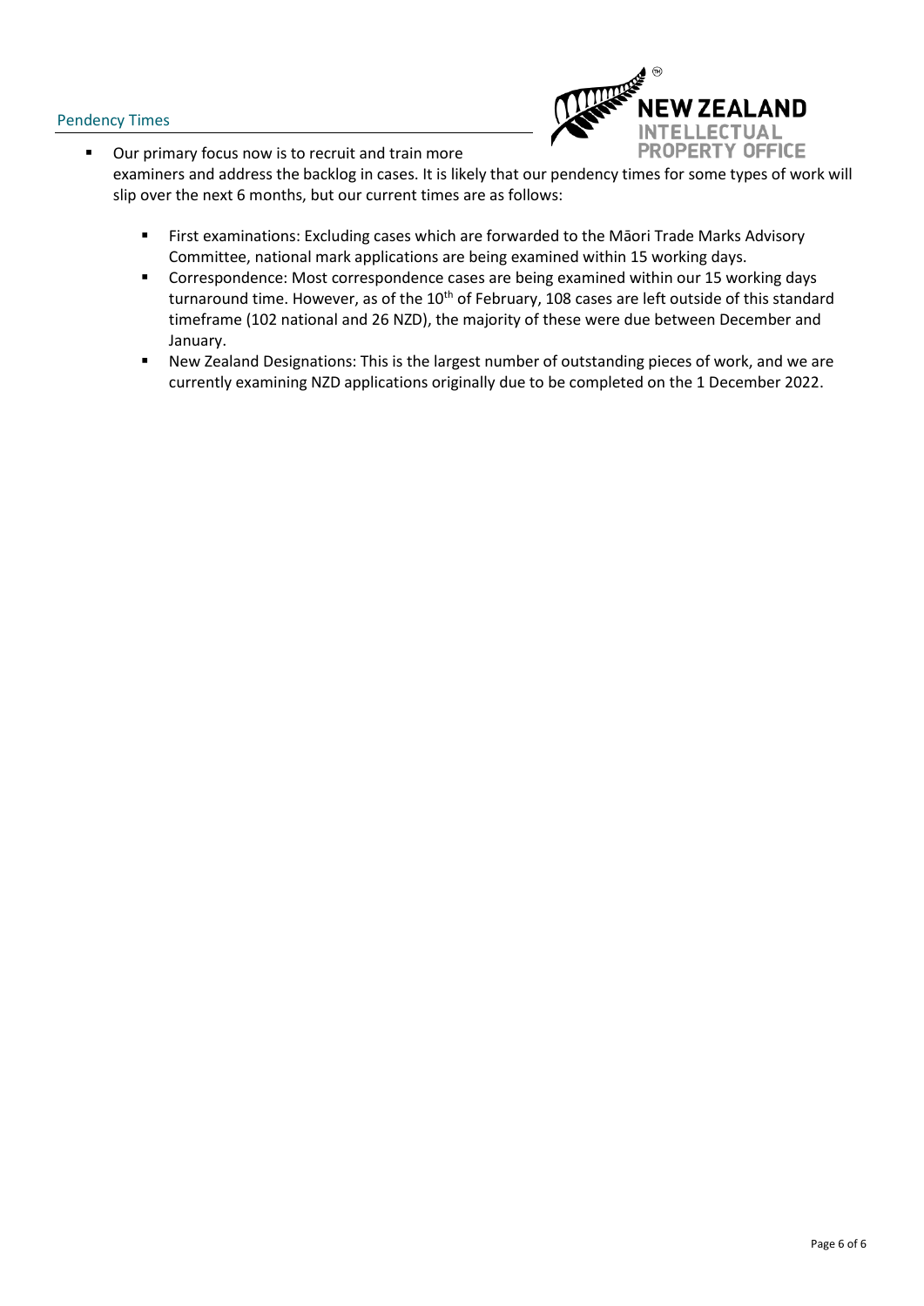## Pendency Times

- Our primary focus now is to recruit and train more examiners and address the backlog in cases. It is likely that our pendency times for some types of work will slip over the next 6 months, but our current times are as follows:
  - First examinations: Excluding cases which are forwarded to the Māori Trade Marks Advisory Committee, national mark applications are being examined within 15 working days.
  - Correspondence: Most correspondence cases are being examined within our 15 working days turnaround time. However, as of the 10th of February, 108 cases are left outside of this standard timeframe (102 national and 26 NZD), the majority of these were due between December and January.
  - New Zealand Designations: This is the largest number of outstanding pieces of work, and we are currently examining NZD applications originally due to be completed on the 1 December 2022.